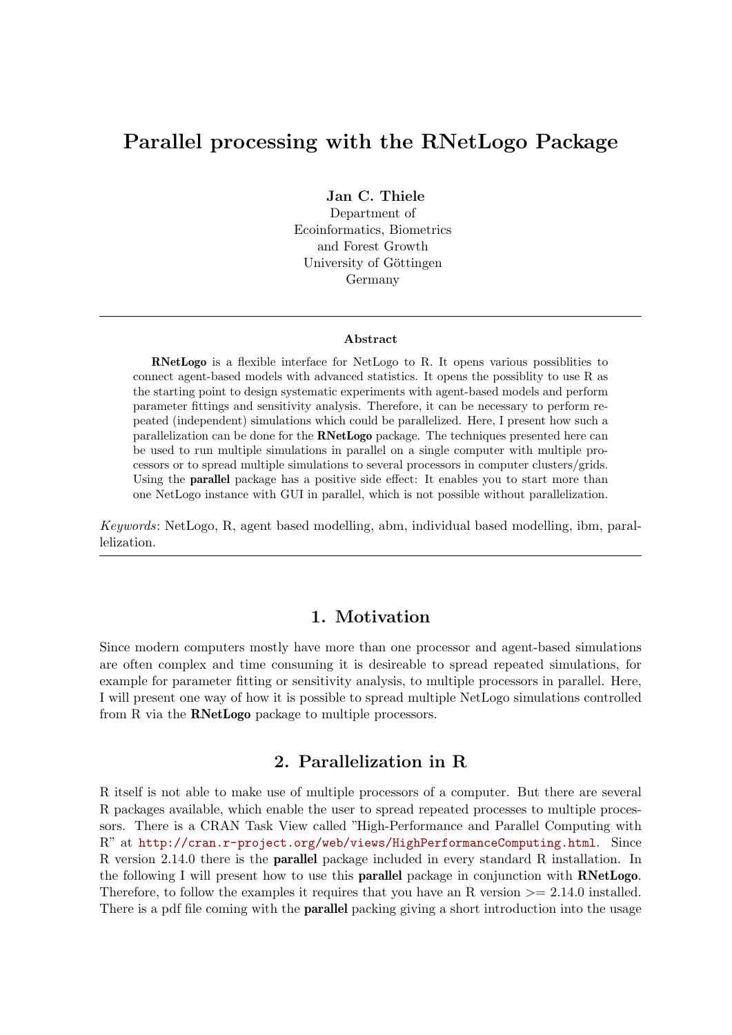# Parallel processing with the RNetLogo Package

**Jan C. Thiele**
Department of
Ecoinformatics, Biometrics
and Forest Growth
University of Göttingen
Germany

---

**Abstract**

**RNetLogo** is a flexible interface for NetLogo to R. It opens various possiblities to connect agent-based models with advanced statistics. It opens the possiblity to use R as the starting point to design systematic experiments with agent-based models and perform parameter fittings and sensitivity analysis. Therefore, it can be necessary to perform repeated (independent) simulations which could be parallelized. Here, I present how such a parallelization can be done for the **RNetLogo** package. The techniques presented here can be used to run multiple simulations in parallel on a single computer with multiple processors or to spread multiple simulations to several processors in computer clusters/grids. Using the **parallel** package has a positive side effect: It enables you to start more than one NetLogo instance with GUI in parallel, which is not possible without parallelization.

*Keywords*: NetLogo, R, agent based modelling, abm, individual based modelling, ibm, parallelization.

---

## 1. Motivation

Since modern computers mostly have more than one processor and agent-based simulations are often complex and time consuming it is desireable to spread repeated simulations, for example for parameter fitting or sensitivity analysis, to multiple processors in parallel. Here, I will present one way of how it is possible to spread multiple NetLogo simulations controlled from R via the **RNetLogo** package to multiple processors.

## 2. Parallelization in R

R itself is not able to make use of multiple processors of a computer. But there are several R packages available, which enable the user to spread repeated processes to multiple processors. There is a CRAN Task View called "High-Performance and Parallel Computing with R" at http://cran.r-project.org/web/views/HighPerformanceComputing.html. Since R version 2.14.0 there is the **parallel** package included in every standard R installation. In the following I will present how to use this **parallel** package in conjunction with **RNetLogo**. Therefore, to follow the examples it requires that you have an R version >= 2.14.0 installed. There is a pdf file coming with the **parallel** packing giving a short introduction into the usage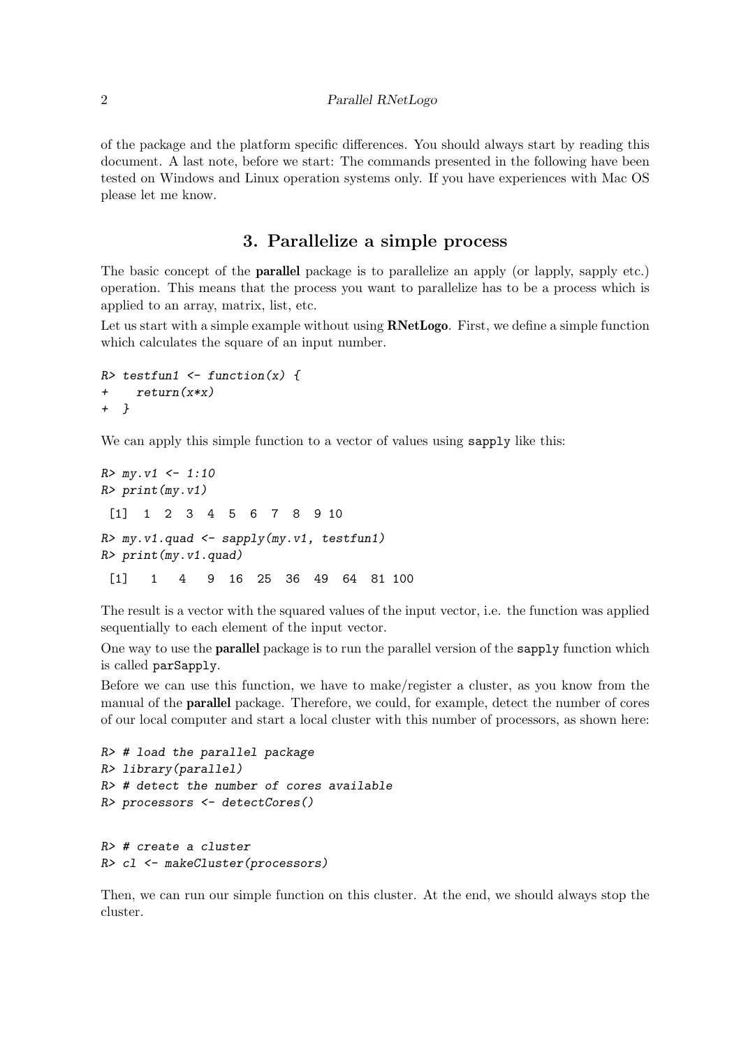of the package and the platform specific differences. You should always start by reading this document. A last note, before we start: The commands presented in the following have been tested on Windows and Linux operation systems only. If you have experiences with Mac OS please let me know.

## 3. Parallelize a simple process

The basic concept of the **parallel** package is to parallelize an apply (or lapply, sapply etc.) operation. This means that the process you want to parallelize has to be a process which is applied to an array, matrix, list, etc.

Let us start with a simple example without using **RNetLogo**. First, we define a simple function which calculates the square of an input number.

```
R> testfun1 <- function(x) {
+    return(x*x)
+  }
```

We can apply this simple function to a vector of values using `sapply` like this:

```
R> my.v1 <- 1:10
R> print(my.v1)

 [1]  1  2  3  4  5  6  7  8  9 10

R> my.v1.quad <- sapply(my.v1, testfun1)
R> print(my.v1.quad)

 [1]   1   4   9  16  25  36  49  64  81 100
```

The result is a vector with the squared values of the input vector, i.e. the function was applied sequentially to each element of the input vector.

One way to use the **parallel** package is to run the parallel version of the `sapply` function which is called `parSapply`.

Before we can use this function, we have to make/register a cluster, as you know from the manual of the **parallel** package. Therefore, we could, for example, detect the number of cores of our local computer and start a local cluster with this number of processors, as shown here:

```
R> # load the parallel package
R> library(parallel)
R> # detect the number of cores available
R> processors <- detectCores()


R> # create a cluster
R> cl <- makeCluster(processors)
```

Then, we can run our simple function on this cluster. At the end, we should always stop the cluster.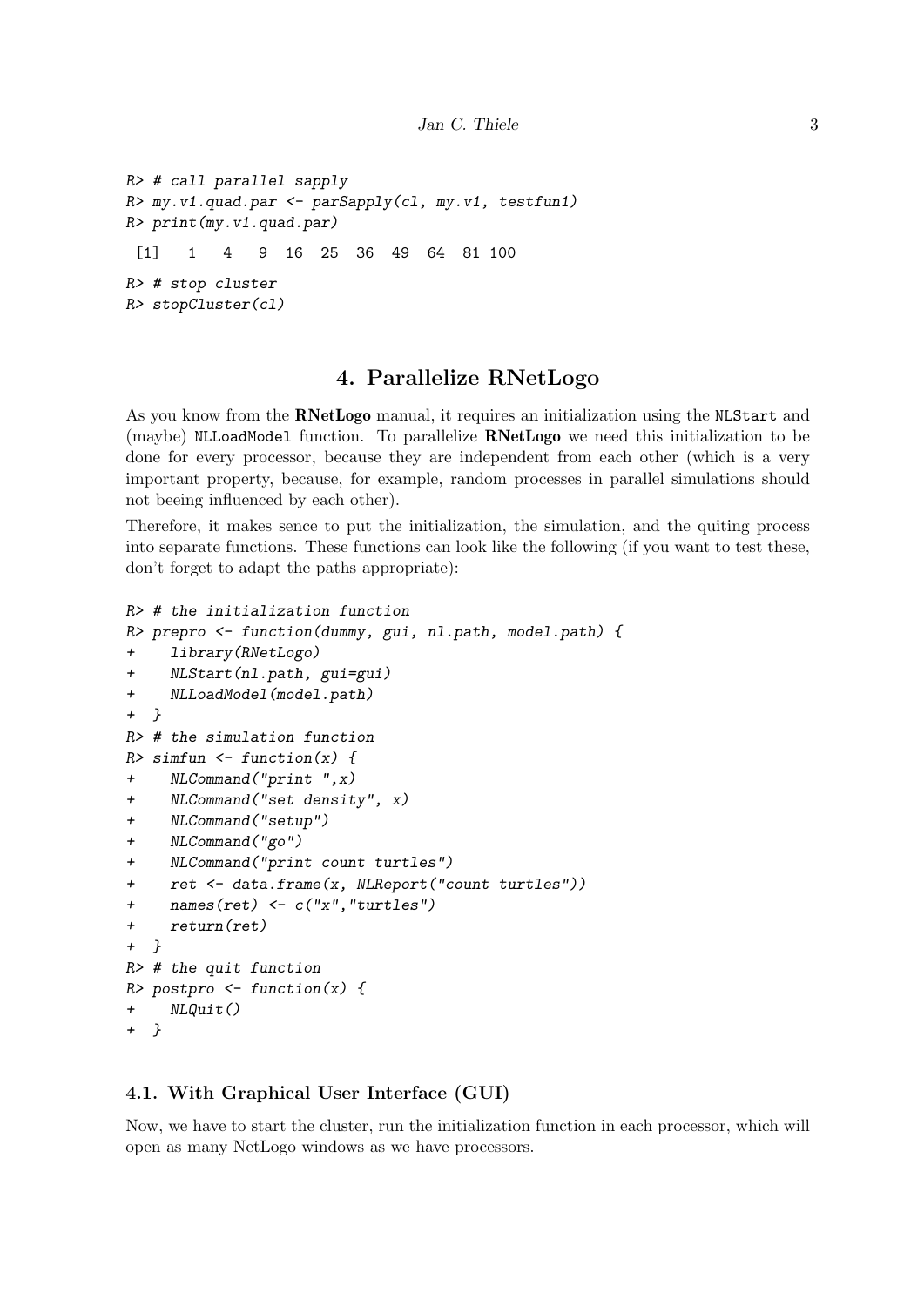```
R> # call parallel sapply
R> my.v1.quad.par <- parSapply(cl, my.v1, testfun1)
R> print(my.v1.quad.par)

 [1]   1   4   9  16  25  36  49  64  81 100

R> # stop cluster
R> stopCluster(cl)
```

# 4. Parallelize RNetLogo

As you know from the **RNetLogo** manual, it requires an initialization using the `NLStart` and (maybe) `NLLoadModel` function. To parallelize **RNetLogo** we need this initialization to be done for every processor, because they are independent from each other (which is a very important property, because, for example, random processes in parallel simulations should not beeing influenced by each other).

Therefore, it makes sence to put the initialization, the simulation, and the quiting process into separate functions. These functions can look like the following (if you want to test these, don't forget to adapt the paths appropriate):

```
R> # the initialization function
R> prepro <- function(dummy, gui, nl.path, model.path) {
+    library(RNetLogo)
+    NLStart(nl.path, gui=gui)
+    NLLoadModel(model.path)
+  }
R> # the simulation function
R> simfun <- function(x) {
+    NLCommand("print ",x)
+    NLCommand("set density", x)
+    NLCommand("setup")
+    NLCommand("go")
+    NLCommand("print count turtles")
+    ret <- data.frame(x, NLReport("count turtles"))
+    names(ret) <- c("x","turtles")
+    return(ret)
+  }
R> # the quit function
R> postpro <- function(x) {
+    NLQuit()
+  }
```

## 4.1. With Graphical User Interface (GUI)

Now, we have to start the cluster, run the initialization function in each processor, which will open as many NetLogo windows as we have processors.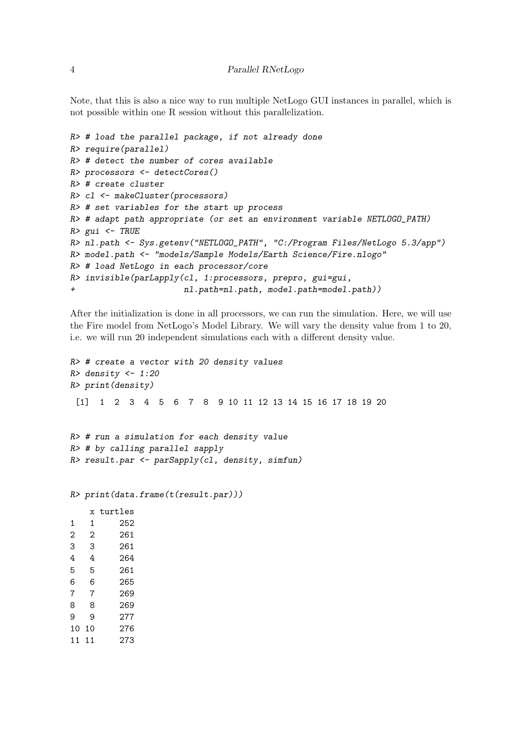Note, that this is also a nice way to run multiple NetLogo GUI instances in parallel, which is not possible within one R session without this parallelization.

```
R> # load the parallel package, if not already done
R> require(parallel)
R> # detect the number of cores available
R> processors <- detectCores()
R> # create cluster
R> cl <- makeCluster(processors)
R> # set variables for the start up process
R> # adapt path appropriate (or set an environment variable NETLOGO_PATH)
R> gui <- TRUE
R> nl.path <- Sys.getenv("NETLOGO_PATH", "C:/Program Files/NetLogo 5.3/app")
R> model.path <- "models/Sample Models/Earth Science/Fire.nlogo"
R> # load NetLogo in each processor/core
R> invisible(parLapply(cl, 1:processors, prepro, gui=gui,
+                       nl.path=nl.path, model.path=model.path))
```

After the initialization is done in all processors, we can run the simulation. Here, we will use the Fire model from NetLogo's Model Library. We will vary the density value from 1 to 20, i.e. we will run 20 independent simulations each with a different density value.

```
R> # create a vector with 20 density values
R> density <- 1:20
R> print(density)

 [1]  1  2  3  4  5  6  7  8  9 10 11 12 13 14 15 16 17 18 19 20
```

```
R> # run a simulation for each density value
R> # by calling parallel sapply
R> result.par <- parSapply(cl, density, simfun)
```

```
R> print(data.frame(t(result.par)))

    x turtles
1   1     252
2   2     261
3   3     261
4   4     264
5   5     261
6   6     265
7   7     269
8   8     269
9   9     277
10 10     276
11 11     273
```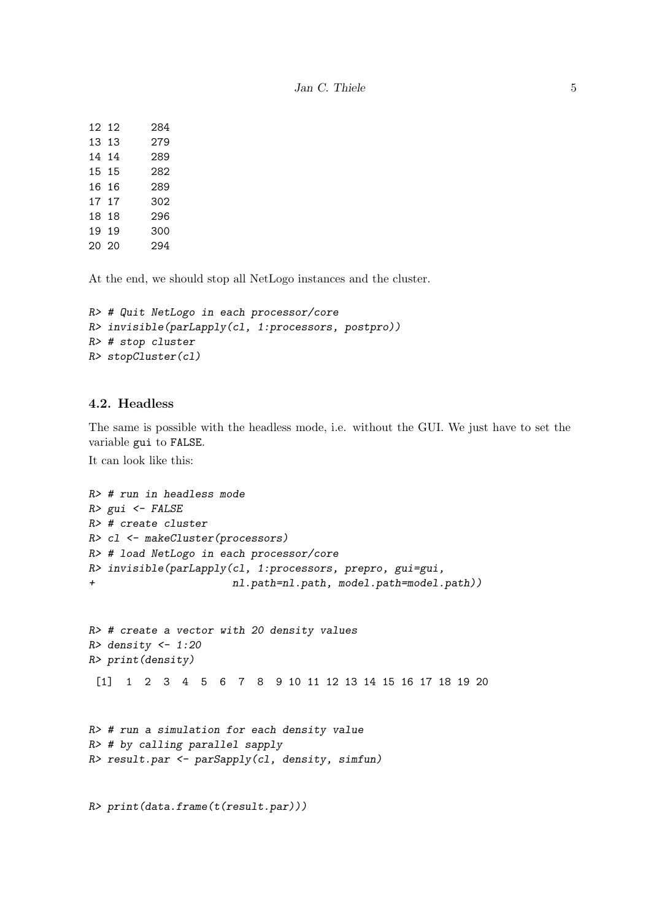```
12 12     284
13 13     279
14 14     289
15 15     282
16 16     289
17 17     302
18 18     296
19 19     300
20 20     294
```

At the end, we should stop all NetLogo instances and the cluster.

```
R> # Quit NetLogo in each processor/core
R> invisible(parLapply(cl, 1:processors, postpro))
R> # stop cluster
R> stopCluster(cl)
```

### 4.2. Headless

The same is possible with the headless mode, i.e. without the GUI. We just have to set the variable gui to FALSE.

It can look like this:

```
R> # run in headless mode
R> gui <- FALSE
R> # create cluster
R> cl <- makeCluster(processors)
R> # load NetLogo in each processor/core
R> invisible(parLapply(cl, 1:processors, prepro, gui=gui,
+                      nl.path=nl.path, model.path=model.path))
```

```
R> # create a vector with 20 density values
R> density <- 1:20
R> print(density)

 [1]  1  2  3  4  5  6  7  8  9 10 11 12 13 14 15 16 17 18 19 20
```

```
R> # run a simulation for each density value
R> # by calling parallel sapply
R> result.par <- parSapply(cl, density, simfun)
```

```
R> print(data.frame(t(result.par)))
```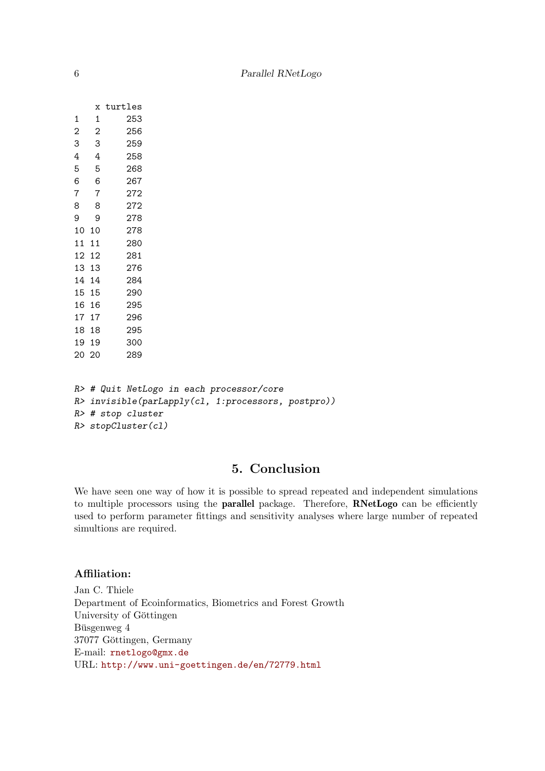```
   x turtles
1   1     253
2   2     256
3   3     259
4   4     258
5   5     268
6   6     267
7   7     272
8   8     272
9   9     278
10 10     278
11 11     280
12 12     281
13 13     276
14 14     284
15 15     290
16 16     295
17 17     296
18 18     295
19 19     300
20 20     289
```

```
R> # Quit NetLogo in each processor/core
R> invisible(parLapply(cl, 1:processors, postpro))
R> # stop cluster
R> stopCluster(cl)
```

## 5. Conclusion

We have seen one way of how it is possible to spread repeated and independent simulations to multiple processors using the **parallel** package. Therefore, **RNetLogo** can be efficiently used to perform parameter fittings and sensitivity analyses where large number of repeated simultions are required.

### Affiliation:

Jan C. Thiele
Department of Ecoinformatics, Biometrics and Forest Growth
University of Göttingen
Büsgenweg 4
37077 Göttingen, Germany
E-mail: rnetlogo@gmx.de
URL: http://www.uni-goettingen.de/en/72779.html